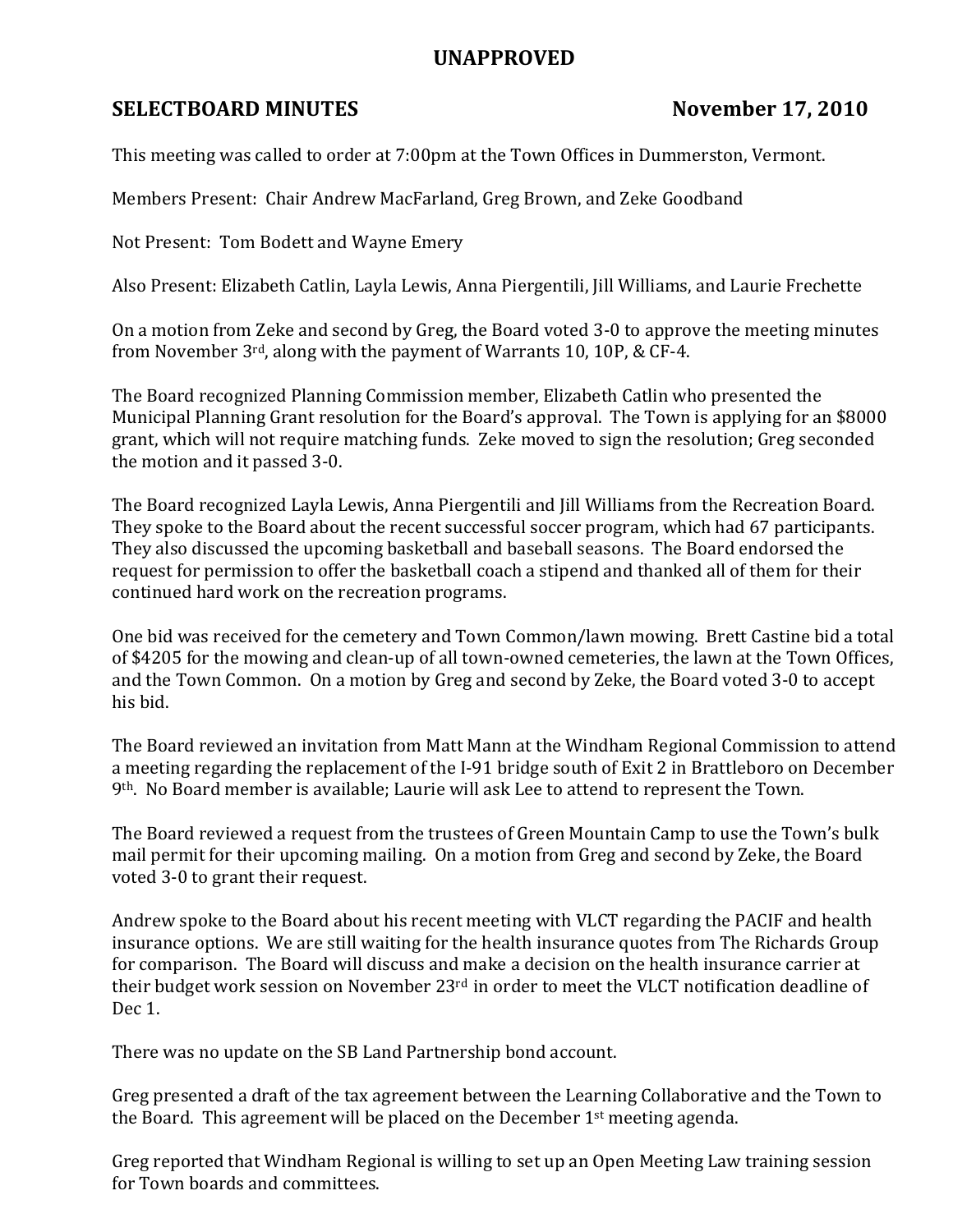# UNAPPROVED

## SELECTBOARD MINUTES — November 17, 2010

This meeting was called to order at 7:00pm at the Town Offices in Dummerston, Vermont.

Members Present: Chair Andrew MacFarland, Greg Brown, and Zeke Goodband

Not Present: Tom Bodett and Wayne Emery

Also Present: Elizabeth Catlin, Layla Lewis, Anna Piergentili, Jill Williams, and Laurie Frechette

On a motion from Zeke and second by Greg, the Board voted 3-0 to approve the meeting minutes from November 3rd, along with the payment of Warrants 10, 10P, & CF-4.

The Board recognized Planning Commission member, Elizabeth Catlin who presented the Municipal Planning Grant resolution for the Board's approval. The Town is applying for an $8000 grant, which will not require matching funds. Zeke moved to sign the resolution; Greg seconded the motion and it passed 3-0.

The Board recognized Layla Lewis, Anna Piergentili and Jill Williams from the Recreation Board. They spoke to the Board about the recent successful soccer program, which had 67 participants. They also discussed the upcoming basketball and baseball seasons. The Board endorsed the request for permission to offer the basketball coach a stipend and thanked all of them for their continued hard work on the recreation programs.

One bid was received for the cemetery and Town Common/lawn mowing. Brett Castine bid a total of $4205 for the mowing and clean-up of all town-owned cemeteries, the lawn at the Town Offices, and the Town Common. On a motion by Greg and second by Zeke, the Board voted 3-0 to accept his bid.

The Board reviewed an invitation from Matt Mann at the Windham Regional Commission to attend a meeting regarding the replacement of the I-91 bridge south of Exit 2 in Brattleboro on December 9th. No Board member is available; Laurie will ask Lee to attend to represent the Town.

The Board reviewed a request from the trustees of Green Mountain Camp to use the Town's bulk mail permit for their upcoming mailing. On a motion from Greg and second by Zeke, the Board voted 3-0 to grant their request.

Andrew spoke to the Board about his recent meeting with VLCT regarding the PACIF and health insurance options. We are still waiting for the health insurance quotes from The Richards Group for comparison. The Board will discuss and make a decision on the health insurance carrier at their budget work session on November 23rd in order to meet the VLCT notification deadline of Dec 1.

There was no update on the SB Land Partnership bond account.

Greg presented a draft of the tax agreement between the Learning Collaborative and the Town to the Board. This agreement will be placed on the December 1st meeting agenda.

Greg reported that Windham Regional is willing to set up an Open Meeting Law training session for Town boards and committees.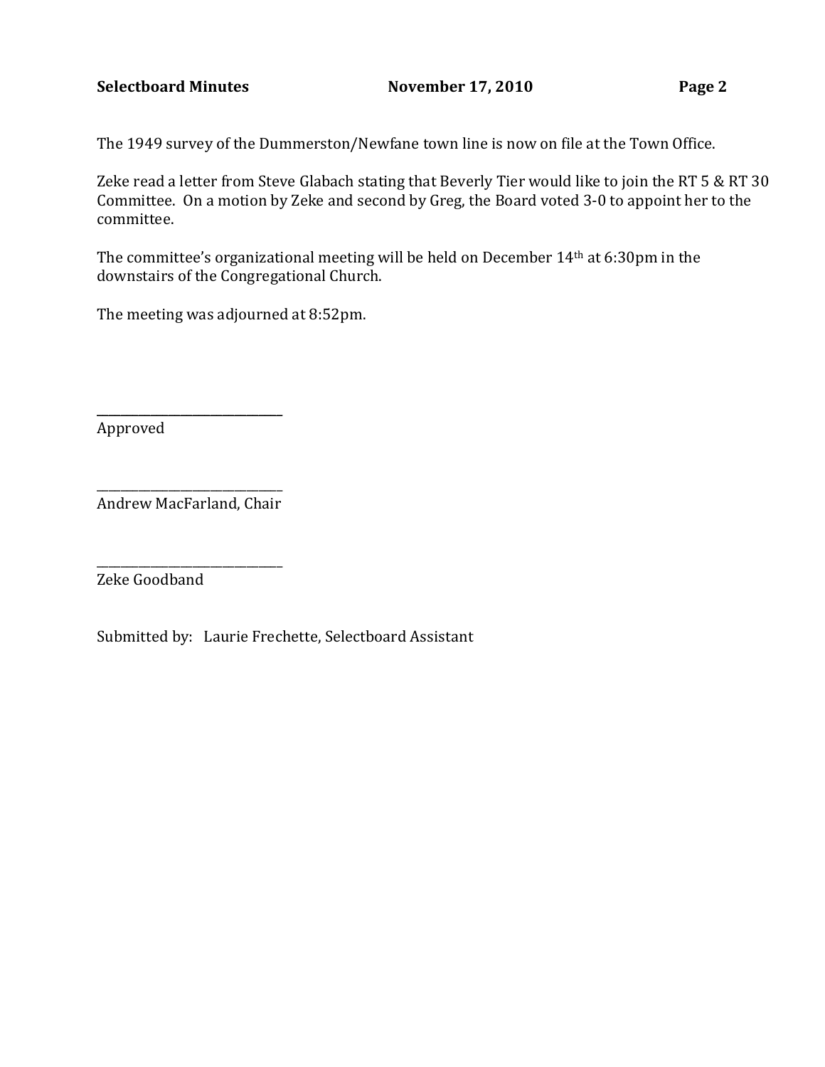The 1949 survey of the Dummerston/Newfane town line is now on file at the Town Office.

Zeke read a letter from Steve Glabach stating that Beverly Tier would like to join the RT 5 & RT 30 Committee. On a motion by Zeke and second by Greg, the Board voted 3-0 to appoint her to the committee.

The committee's organizational meeting will be held on December 14th at 6:30pm in the downstairs of the Congregational Church.

The meeting was adjourned at 8:52pm.

______________________________
Approved

______________________________
Andrew MacFarland, Chair

______________________________
Zeke Goodband

Submitted by: Laurie Frechette, Selectboard Assistant